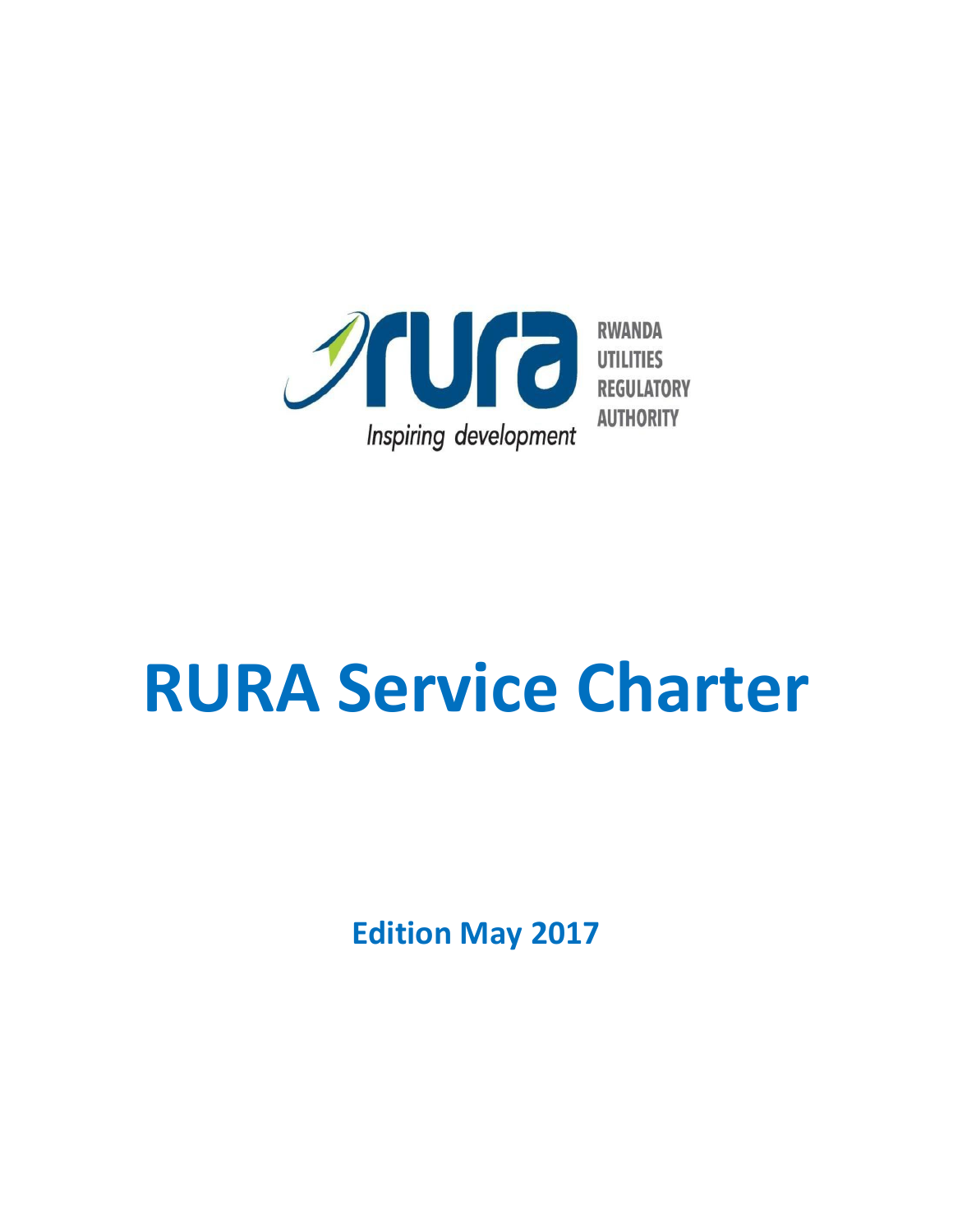RWANDA
UTILITIES
REGULATORY
AUTHORITY

*Inspiring development*

# RURA Service Charter

**Edition May 2017**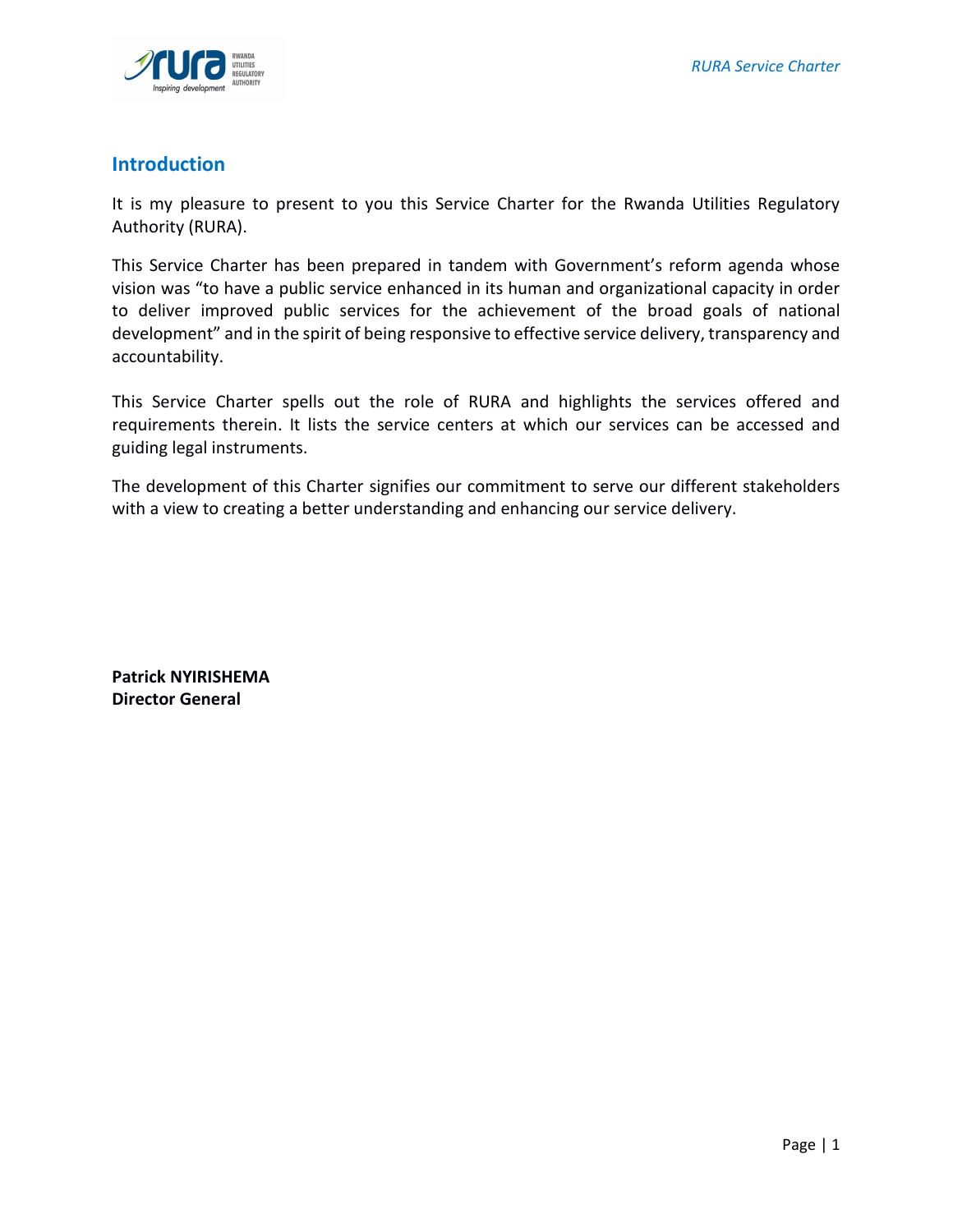## Introduction

It is my pleasure to present to you this Service Charter for the Rwanda Utilities Regulatory Authority (RURA).

This Service Charter has been prepared in tandem with Government's reform agenda whose vision was "to have a public service enhanced in its human and organizational capacity in order to deliver improved public services for the achievement of the broad goals of national development" and in the spirit of being responsive to effective service delivery, transparency and accountability.

This Service Charter spells out the role of RURA and highlights the services offered and requirements therein. It lists the service centers at which our services can be accessed and guiding legal instruments.

The development of this Charter signifies our commitment to serve our different stakeholders with a view to creating a better understanding and enhancing our service delivery.

**Patrick NYIRISHEMA**
**Director General**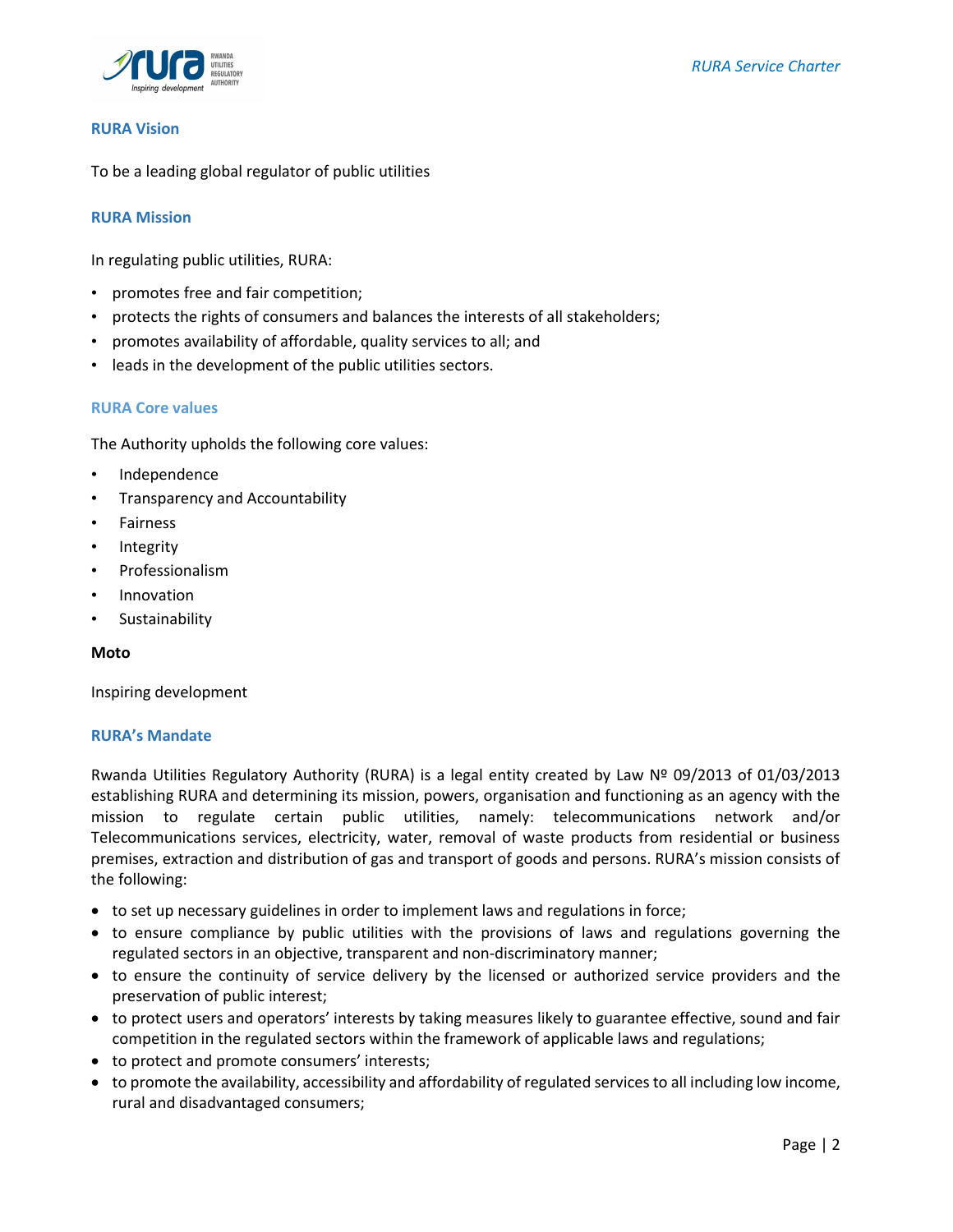## RURA Vision

To be a leading global regulator of public utilities

## RURA Mission

In regulating public utilities, RURA:

- promotes free and fair competition;
- protects the rights of consumers and balances the interests of all stakeholders;
- promotes availability of affordable, quality services to all; and
- leads in the development of the public utilities sectors.

## RURA Core values

The Authority upholds the following core values:

- Independence
- Transparency and Accountability
- Fairness
- Integrity
- Professionalism
- Innovation
- Sustainability

**Moto**

Inspiring development

## RURA's Mandate

Rwanda Utilities Regulatory Authority (RURA) is a legal entity created by Law Nº 09/2013 of 01/03/2013 establishing RURA and determining its mission, powers, organisation and functioning as an agency with the mission to regulate certain public utilities, namely: telecommunications network and/or Telecommunications services, electricity, water, removal of waste products from residential or business premises, extraction and distribution of gas and transport of goods and persons. RURA's mission consists of the following:

- to set up necessary guidelines in order to implement laws and regulations in force;
- to ensure compliance by public utilities with the provisions of laws and regulations governing the regulated sectors in an objective, transparent and non-discriminatory manner;
- to ensure the continuity of service delivery by the licensed or authorized service providers and the preservation of public interest;
- to protect users and operators' interests by taking measures likely to guarantee effective, sound and fair competition in the regulated sectors within the framework of applicable laws and regulations;
- to protect and promote consumers' interests;
- to promote the availability, accessibility and affordability of regulated services to all including low income, rural and disadvantaged consumers;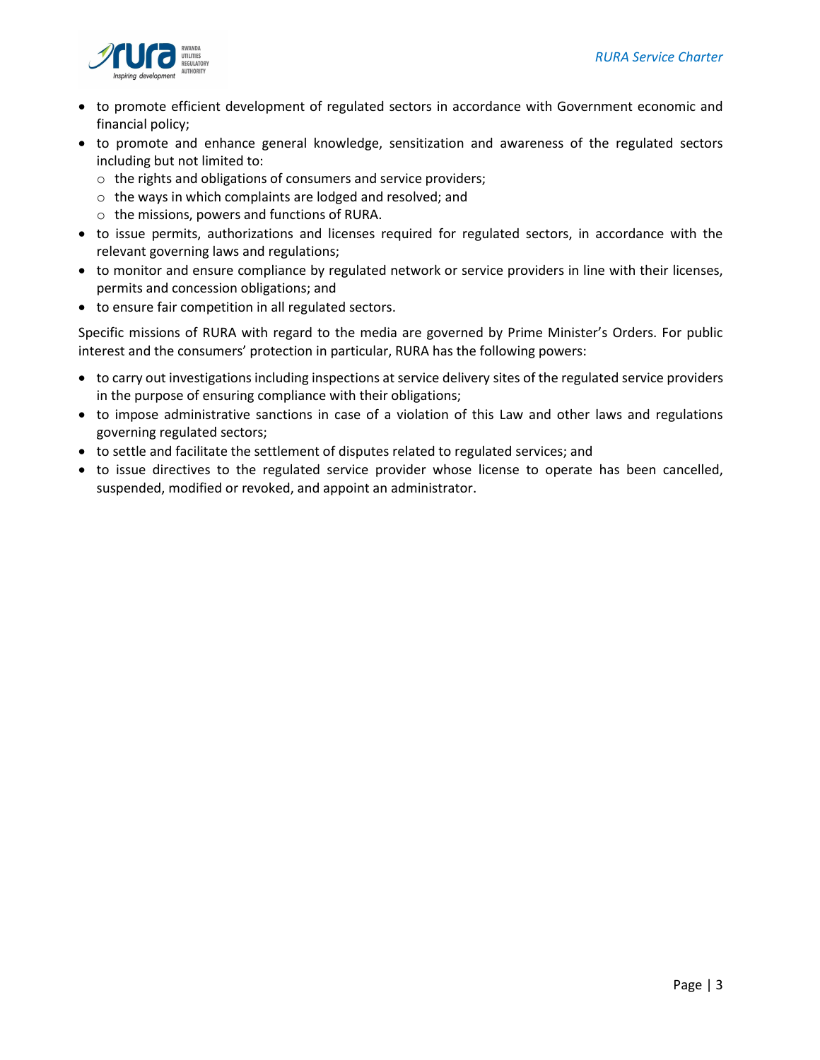- to promote efficient development of regulated sectors in accordance with Government economic and financial policy;
- to promote and enhance general knowledge, sensitization and awareness of the regulated sectors including but not limited to:
  - the rights and obligations of consumers and service providers;
  - the ways in which complaints are lodged and resolved; and
  - the missions, powers and functions of RURA.
- to issue permits, authorizations and licenses required for regulated sectors, in accordance with the relevant governing laws and regulations;
- to monitor and ensure compliance by regulated network or service providers in line with their licenses, permits and concession obligations; and
- to ensure fair competition in all regulated sectors.

Specific missions of RURA with regard to the media are governed by Prime Minister's Orders. For public interest and the consumers' protection in particular, RURA has the following powers:

- to carry out investigations including inspections at service delivery sites of the regulated service providers in the purpose of ensuring compliance with their obligations;
- to impose administrative sanctions in case of a violation of this Law and other laws and regulations governing regulated sectors;
- to settle and facilitate the settlement of disputes related to regulated services; and
- to issue directives to the regulated service provider whose license to operate has been cancelled, suspended, modified or revoked, and appoint an administrator.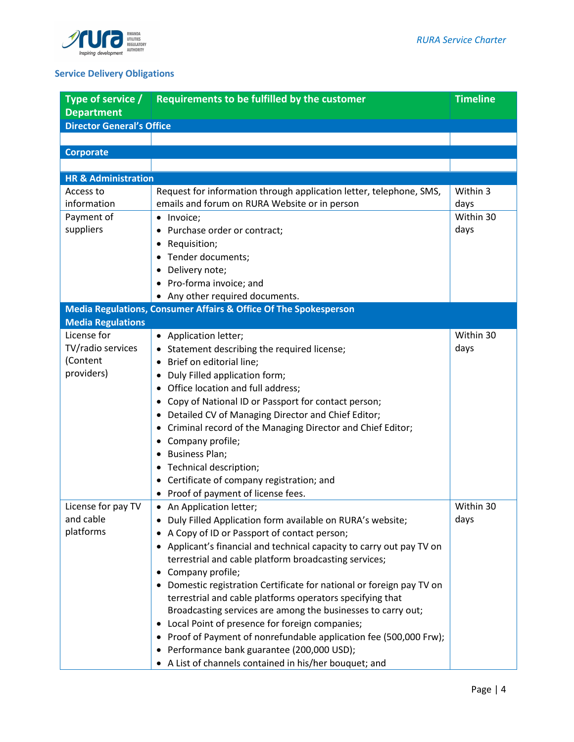## Service Delivery Obligations

| Type of service / Department | Requirements to be fulfilled by the customer | Timeline |
|---|---|---|
| **Director General's Office** | | |
| | | |
| **Corporate** | | |
| | | |
| **HR & Administration** | | |
| Access to information | Request for information through application letter, telephone, SMS, emails and forum on RURA Website or in person | Within 3 days |
| Payment of suppliers | • Invoice;<br>• Purchase order or contract;<br>• Requisition;<br>• Tender documents;<br>• Delivery note;<br>• Pro-forma invoice; and<br>• Any other required documents. | Within 30 days |
| **Media Regulations, Consumer Affairs & Office Of The Spokesperson** | | |
| **Media Regulations** | | |
| License for TV/radio services (Content providers) | • Application letter;<br>• Statement describing the required license;<br>• Brief on editorial line;<br>• Duly Filled application form;<br>• Office location and full address;<br>• Copy of National ID or Passport for contact person;<br>• Detailed CV of Managing Director and Chief Editor;<br>• Criminal record of the Managing Director and Chief Editor;<br>• Company profile;<br>• Business Plan;<br>• Technical description;<br>• Certificate of company registration; and<br>• Proof of payment of license fees. | Within 30 days |
| License for pay TV and cable platforms | • An Application letter;<br>• Duly Filled Application form available on RURA's website;<br>• A Copy of ID or Passport of contact person;<br>• Applicant's financial and technical capacity to carry out pay TV on terrestrial and cable platform broadcasting services;<br>• Company profile;<br>• Domestic registration Certificate for national or foreign pay TV on terrestrial and cable platforms operators specifying that Broadcasting services are among the businesses to carry out;<br>• Local Point of presence for foreign companies;<br>• Proof of Payment of nonrefundable application fee (500,000 Frw);<br>• Performance bank guarantee (200,000 USD);<br>• A List of channels contained in his/her bouquet; and | Within 30 days |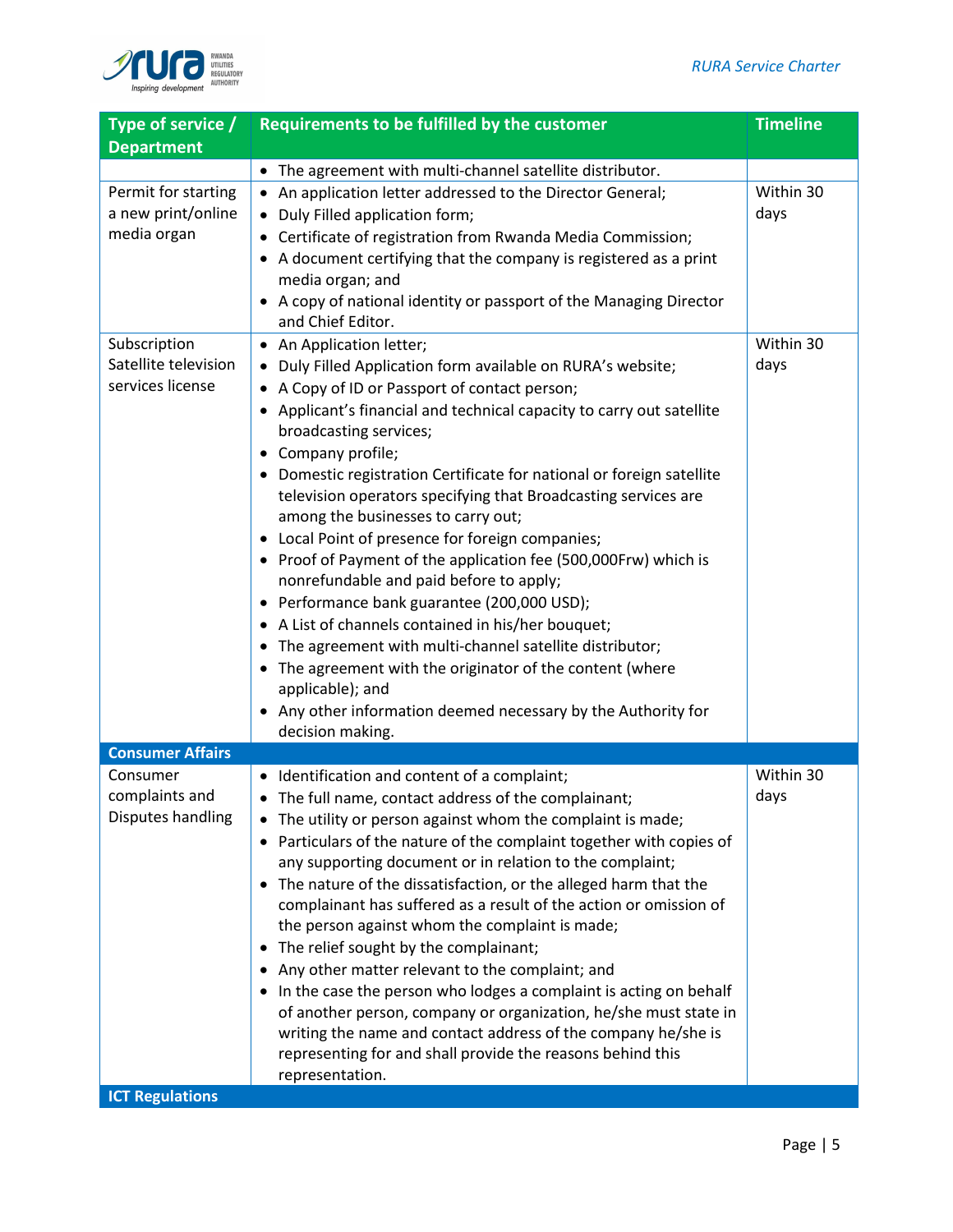| Type of service / Department | Requirements to be fulfilled by the customer | Timeline |
|---|---|---|
| | • The agreement with multi-channel satellite distributor. | |
| Permit for starting a new print/online media organ | • An application letter addressed to the Director General;<br>• Duly Filled application form;<br>• Certificate of registration from Rwanda Media Commission;<br>• A document certifying that the company is registered as a print media organ; and<br>• A copy of national identity or passport of the Managing Director and Chief Editor. | Within 30 days |
| Subscription Satellite television services license | • An Application letter;<br>• Duly Filled Application form available on RURA's website;<br>• A Copy of ID or Passport of contact person;<br>• Applicant's financial and technical capacity to carry out satellite broadcasting services;<br>• Company profile;<br>• Domestic registration Certificate for national or foreign satellite television operators specifying that Broadcasting services are among the businesses to carry out;<br>• Local Point of presence for foreign companies;<br>• Proof of Payment of the application fee (500,000Frw) which is nonrefundable and paid before to apply;<br>• Performance bank guarantee (200,000 USD);<br>• A List of channels contained in his/her bouquet;<br>• The agreement with multi-channel satellite distributor;<br>• The agreement with the originator of the content (where applicable); and<br>• Any other information deemed necessary by the Authority for decision making. | Within 30 days |
| **Consumer Affairs** | | |
| Consumer complaints and Disputes handling | • Identification and content of a complaint;<br>• The full name, contact address of the complainant;<br>• The utility or person against whom the complaint is made;<br>• Particulars of the nature of the complaint together with copies of any supporting document or in relation to the complaint;<br>• The nature of the dissatisfaction, or the alleged harm that the complainant has suffered as a result of the action or omission of the person against whom the complaint is made;<br>• The relief sought by the complainant;<br>• Any other matter relevant to the complaint; and<br>• In the case the person who lodges a complaint is acting on behalf of another person, company or organization, he/she must state in writing the name and contact address of the company he/she is representing for and shall provide the reasons behind this representation. | Within 30 days |
| **ICT Regulations** | | |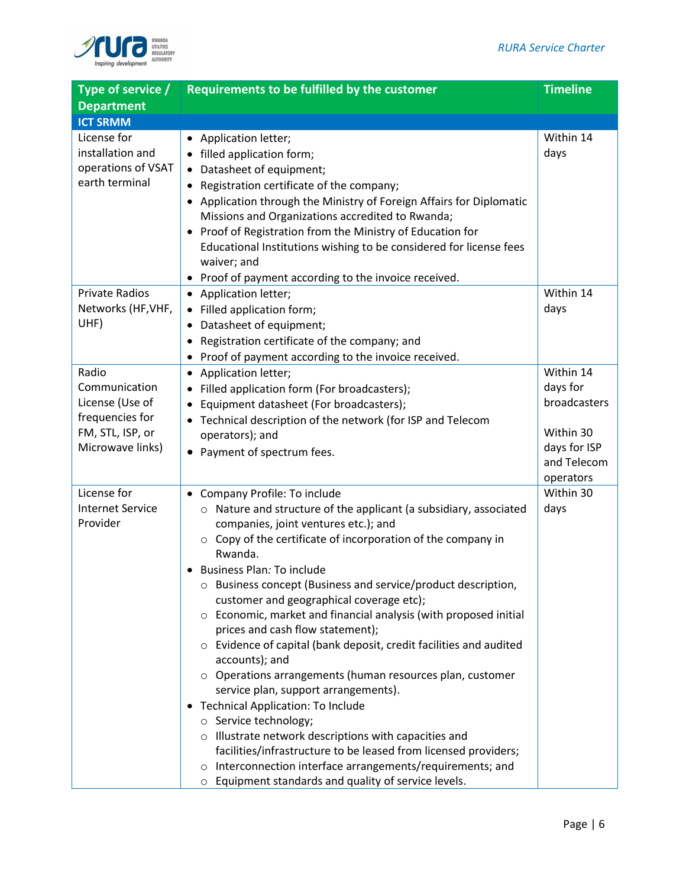| Type of service / Department | Requirements to be fulfilled by the customer | Timeline |
|---|---|---|
| **ICT SRMM** | | |
| License for installation and operations of VSAT earth terminal | • Application letter;<br>• filled application form;<br>• Datasheet of equipment;<br>• Registration certificate of the company;<br>• Application through the Ministry of Foreign Affairs for Diplomatic Missions and Organizations accredited to Rwanda;<br>• Proof of Registration from the Ministry of Education for Educational Institutions wishing to be considered for license fees waiver; and<br>• Proof of payment according to the invoice received. | Within 14 days |
| Private Radios Networks (HF,VHF, UHF) | • Application letter;<br>• Filled application form;<br>• Datasheet of equipment;<br>• Registration certificate of the company; and<br>• Proof of payment according to the invoice received. | Within 14 days |
| Radio Communication License (Use of frequencies for FM, STL, ISP, or Microwave links) | • Application letter;<br>• Filled application form (For broadcasters);<br>• Equipment datasheet (For broadcasters);<br>• Technical description of the network (for ISP and Telecom operators); and<br>• Payment of spectrum fees. | Within 14 days for broadcasters<br><br>Within 30 days for ISP and Telecom operators |
| License for Internet Service Provider | • Company Profile: To include<br>○ Nature and structure of the applicant (a subsidiary, associated companies, joint ventures etc.); and<br>○ Copy of the certificate of incorporation of the company in Rwanda.<br>• Business Plan*:* To include<br>○ Business concept (Business and service/product description, customer and geographical coverage etc);<br>○ Economic, market and financial analysis (with proposed initial prices and cash flow statement);<br>○ Evidence of capital (bank deposit, credit facilities and audited accounts); and<br>○ Operations arrangements (human resources plan, customer service plan, support arrangements).<br>• Technical Application: To Include<br>○ Service technology;<br>○ Illustrate network descriptions with capacities and facilities/infrastructure to be leased from licensed providers;<br>○ Interconnection interface arrangements/requirements; and<br>○ Equipment standards and quality of service levels. | Within 30 days |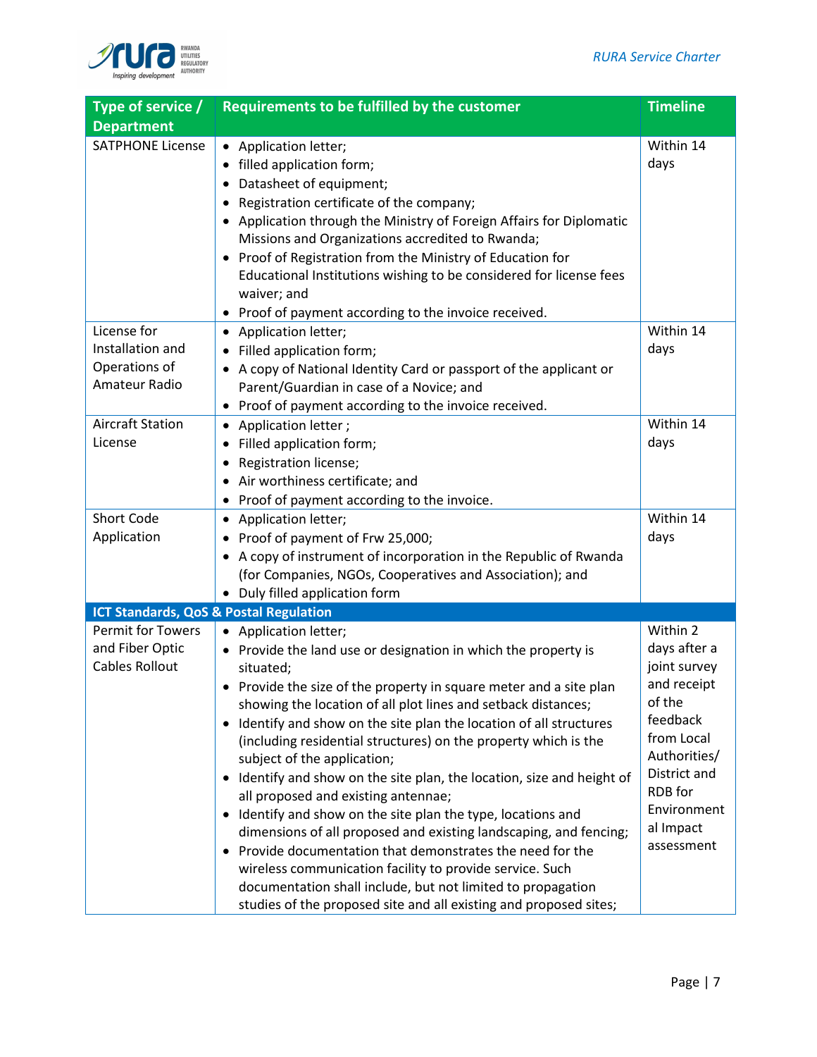| Type of service / Department | Requirements to be fulfilled by the customer | Timeline |
|---|---|---|
| SATPHONE License | • Application letter;<br>• filled application form;<br>• Datasheet of equipment;<br>• Registration certificate of the company;<br>• Application through the Ministry of Foreign Affairs for Diplomatic Missions and Organizations accredited to Rwanda;<br>• Proof of Registration from the Ministry of Education for Educational Institutions wishing to be considered for license fees waiver; and<br>• Proof of payment according to the invoice received. | Within 14 days |
| License for Installation and Operations of Amateur Radio | • Application letter;<br>• Filled application form;<br>• A copy of National Identity Card or passport of the applicant or Parent/Guardian in case of a Novice; and<br>• Proof of payment according to the invoice received. | Within 14 days |
| Aircraft Station License | • Application letter ;<br>• Filled application form;<br>• Registration license;<br>• Air worthiness certificate; and<br>• Proof of payment according to the invoice. | Within 14 days |
| Short Code Application | • Application letter;<br>• Proof of payment of Frw 25,000;<br>• A copy of instrument of incorporation in the Republic of Rwanda (for Companies, NGOs, Cooperatives and Association); and<br>• Duly filled application form | Within 14 days |
| **ICT Standards, QoS & Postal Regulation** | | |
| Permit for Towers and Fiber Optic Cables Rollout | • Application letter;<br>• Provide the land use or designation in which the property is situated;<br>• Provide the size of the property in square meter and a site plan showing the location of all plot lines and setback distances;<br>• Identify and show on the site plan the location of all structures (including residential structures) on the property which is the subject of the application;<br>• Identify and show on the site plan, the location, size and height of all proposed and existing antennae;<br>• Identify and show on the site plan the type, locations and dimensions of all proposed and existing landscaping, and fencing;<br>• Provide documentation that demonstrates the need for the wireless communication facility to provide service. Such documentation shall include, but not limited to propagation studies of the proposed site and all existing and proposed sites; | Within 2 days after a joint survey and receipt of the feedback from Local Authorities/ District and RDB for Environmental Impact assessment |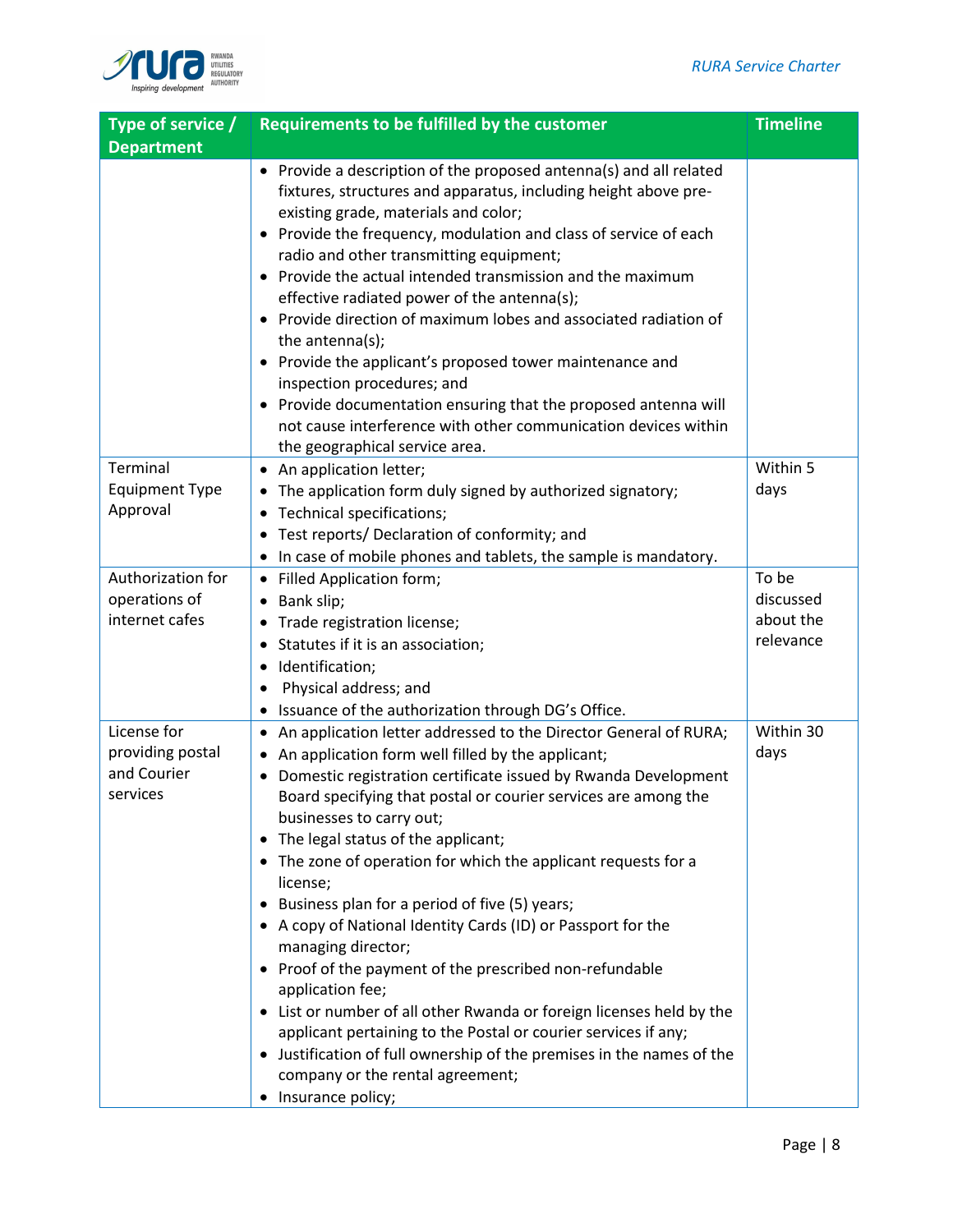| Type of service / Department | Requirements to be fulfilled by the customer | Timeline |
|---|---|---|
| | • Provide a description of the proposed antenna(s) and all related fixtures, structures and apparatus, including height above pre-existing grade, materials and color;<br>• Provide the frequency, modulation and class of service of each radio and other transmitting equipment;<br>• Provide the actual intended transmission and the maximum effective radiated power of the antenna(s);<br>• Provide direction of maximum lobes and associated radiation of the antenna(s);<br>• Provide the applicant's proposed tower maintenance and inspection procedures; and<br>• Provide documentation ensuring that the proposed antenna will not cause interference with other communication devices within the geographical service area. | |
| Terminal Equipment Type Approval | • An application letter;<br>• The application form duly signed by authorized signatory;<br>• Technical specifications;<br>• Test reports/ Declaration of conformity; and<br>• In case of mobile phones and tablets, the sample is mandatory. | Within 5 days |
| Authorization for operations of internet cafes | • Filled Application form;<br>• Bank slip;<br>• Trade registration license;<br>• Statutes if it is an association;<br>• Identification;<br>• Physical address; and<br>• Issuance of the authorization through DG's Office. | To be discussed about the relevance |
| License for providing postal and Courier services | • An application letter addressed to the Director General of RURA;<br>• An application form well filled by the applicant;<br>• Domestic registration certificate issued by Rwanda Development Board specifying that postal or courier services are among the businesses to carry out;<br>• The legal status of the applicant;<br>• The zone of operation for which the applicant requests for a license;<br>• Business plan for a period of five (5) years;<br>• A copy of National Identity Cards (ID) or Passport for the managing director;<br>• Proof of the payment of the prescribed non-refundable application fee;<br>• List or number of all other Rwanda or foreign licenses held by the applicant pertaining to the Postal or courier services if any;<br>• Justification of full ownership of the premises in the names of the company or the rental agreement;<br>• Insurance policy; | Within 30 days |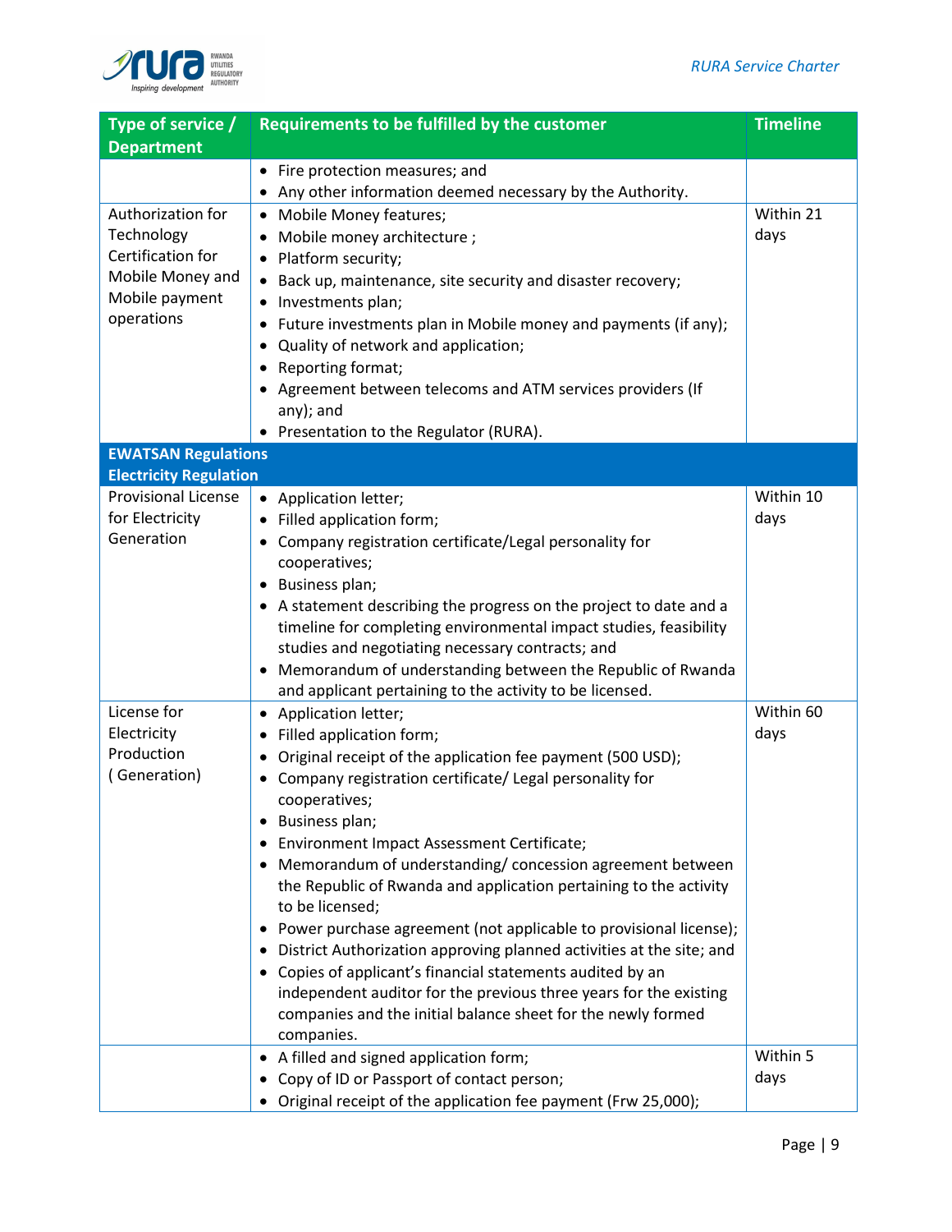| Type of service / Department | Requirements to be fulfilled by the customer | Timeline |
|---|---|---|
| | • Fire protection measures; and<br>• Any other information deemed necessary by the Authority. | |
| Authorization for Technology Certification for Mobile Money and Mobile payment operations | • Mobile Money features;<br>• Mobile money architecture ;<br>• Platform security;<br>• Back up, maintenance, site security and disaster recovery;<br>• Investments plan;<br>• Future investments plan in Mobile money and payments (if any);<br>• Quality of network and application;<br>• Reporting format;<br>• Agreement between telecoms and ATM services providers (If any); and<br>• Presentation to the Regulator (RURA). | Within 21 days |
| **EWATSAN Regulations**<br>**Electricity Regulation** | | |
| Provisional License for Electricity Generation | • Application letter;<br>• Filled application form;<br>• Company registration certificate/Legal personality for cooperatives;<br>• Business plan;<br>• A statement describing the progress on the project to date and a timeline for completing environmental impact studies, feasibility studies and negotiating necessary contracts; and<br>• Memorandum of understanding between the Republic of Rwanda and applicant pertaining to the activity to be licensed. | Within 10 days |
| License for Electricity Production ( Generation) | • Application letter;<br>• Filled application form;<br>• Original receipt of the application fee payment (500 USD);<br>• Company registration certificate/ Legal personality for cooperatives;<br>• Business plan;<br>• Environment Impact Assessment Certificate;<br>• Memorandum of understanding/ concession agreement between the Republic of Rwanda and application pertaining to the activity to be licensed;<br>• Power purchase agreement (not applicable to provisional license);<br>• District Authorization approving planned activities at the site; and<br>• Copies of applicant's financial statements audited by an independent auditor for the previous three years for the existing companies and the initial balance sheet for the newly formed companies. | Within 60 days |
| | • A filled and signed application form;<br>• Copy of ID or Passport of contact person;<br>• Original receipt of the application fee payment (Frw 25,000); | Within 5 days |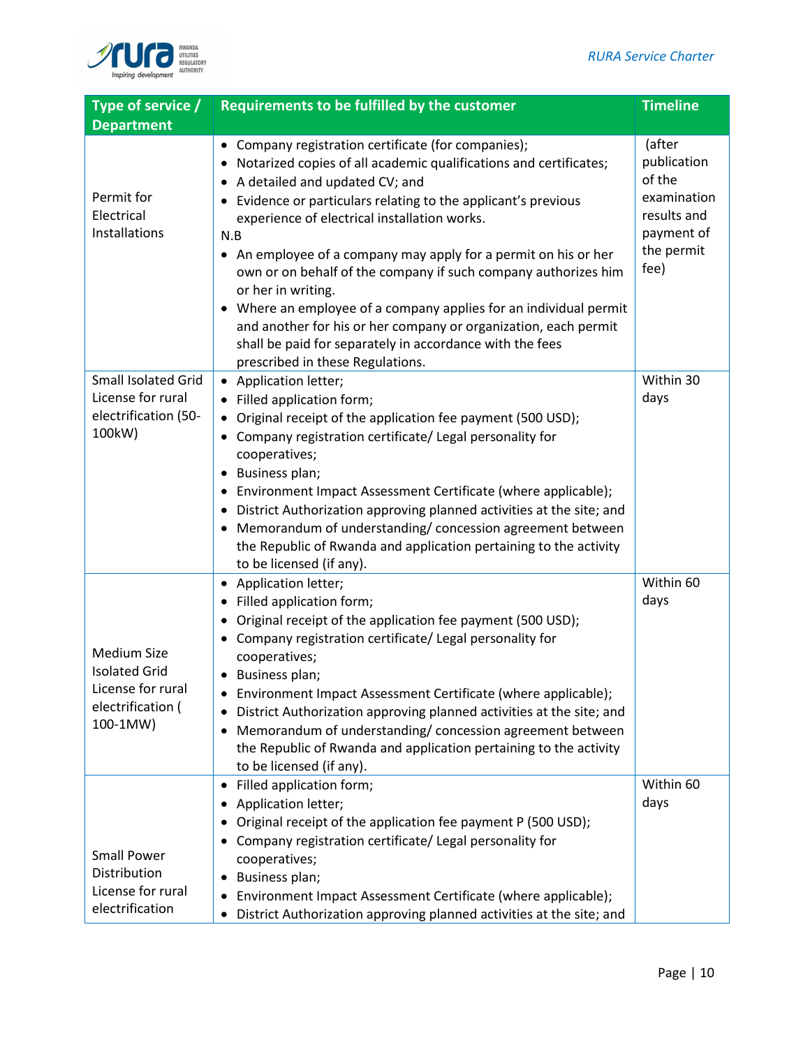| Type of service / Department | Requirements to be fulfilled by the customer | Timeline |
|---|---|---|
| Permit for Electrical Installations | • Company registration certificate (for companies);<br>• Notarized copies of all academic qualifications and certificates;<br>• A detailed and updated CV; and<br>• Evidence or particulars relating to the applicant's previous experience of electrical installation works.<br>N.B<br>• An employee of a company may apply for a permit on his or her own or on behalf of the company if such company authorizes him or her in writing.<br>• Where an employee of a company applies for an individual permit and another for his or her company or organization, each permit shall be paid for separately in accordance with the fees prescribed in these Regulations. | (after publication of the examination results and payment of the permit fee) |
| Small Isolated Grid License for rural electrification (50-100kW) | • Application letter;<br>• Filled application form;<br>• Original receipt of the application fee payment (500 USD);<br>• Company registration certificate/ Legal personality for cooperatives;<br>• Business plan;<br>• Environment Impact Assessment Certificate (where applicable);<br>• District Authorization approving planned activities at the site; and<br>• Memorandum of understanding/ concession agreement between the Republic of Rwanda and application pertaining to the activity to be licensed (if any). | Within 30 days |
| Medium Size Isolated Grid License for rural electrification ( 100-1MW) | • Application letter;<br>• Filled application form;<br>• Original receipt of the application fee payment (500 USD);<br>• Company registration certificate/ Legal personality for cooperatives;<br>• Business plan;<br>• Environment Impact Assessment Certificate (where applicable);<br>• District Authorization approving planned activities at the site; and<br>• Memorandum of understanding/ concession agreement between the Republic of Rwanda and application pertaining to the activity to be licensed (if any). | Within 60 days |
| Small Power Distribution License for rural electrification | • Filled application form;<br>• Application letter;<br>• Original receipt of the application fee payment P (500 USD);<br>• Company registration certificate/ Legal personality for cooperatives;<br>• Business plan;<br>• Environment Impact Assessment Certificate (where applicable);<br>• District Authorization approving planned activities at the site; and | Within 60 days |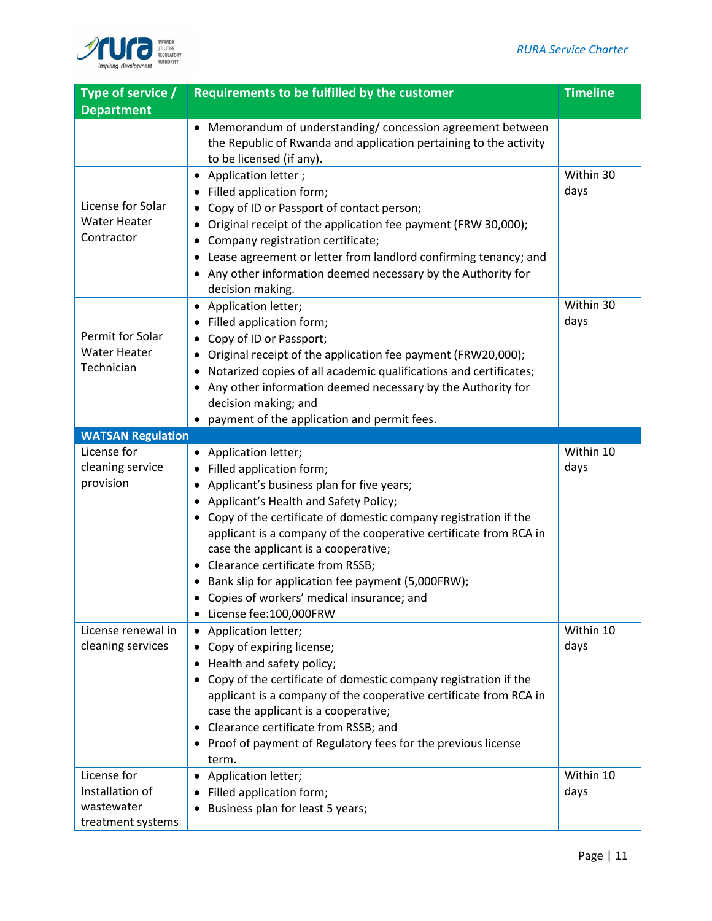| Type of service / Department | Requirements to be fulfilled by the customer | Timeline |
|---|---|---|
| | • Memorandum of understanding/ concession agreement between the Republic of Rwanda and application pertaining to the activity to be licensed (if any). | |
| License for Solar Water Heater Contractor | • Application letter ;<br>• Filled application form;<br>• Copy of ID or Passport of contact person;<br>• Original receipt of the application fee payment (FRW 30,000);<br>• Company registration certificate;<br>• Lease agreement or letter from landlord confirming tenancy; and<br>• Any other information deemed necessary by the Authority for decision making. | Within 30 days |
| Permit for Solar Water Heater Technician | • Application letter;<br>• Filled application form;<br>• Copy of ID or Passport;<br>• Original receipt of the application fee payment (FRW20,000);<br>• Notarized copies of all academic qualifications and certificates;<br>• Any other information deemed necessary by the Authority for decision making; and<br>• payment of the application and permit fees. | Within 30 days |
| **WATSAN Regulation** | | |
| License for cleaning service provision | • Application letter;<br>• Filled application form;<br>• Applicant's business plan for five years;<br>• Applicant's Health and Safety Policy;<br>• Copy of the certificate of domestic company registration if the applicant is a company of the cooperative certificate from RCA in case the applicant is a cooperative;<br>• Clearance certificate from RSSB;<br>• Bank slip for application fee payment (5,000FRW);<br>• Copies of workers' medical insurance; and<br>• License fee:100,000FRW | Within 10 days |
| License renewal in cleaning services | • Application letter;<br>• Copy of expiring license;<br>• Health and safety policy;<br>• Copy of the certificate of domestic company registration if the applicant is a company of the cooperative certificate from RCA in case the applicant is a cooperative;<br>• Clearance certificate from RSSB; and<br>• Proof of payment of Regulatory fees for the previous license term. | Within 10 days |
| License for Installation of wastewater treatment systems | • Application letter;<br>• Filled application form;<br>• Business plan for least 5 years; | Within 10 days |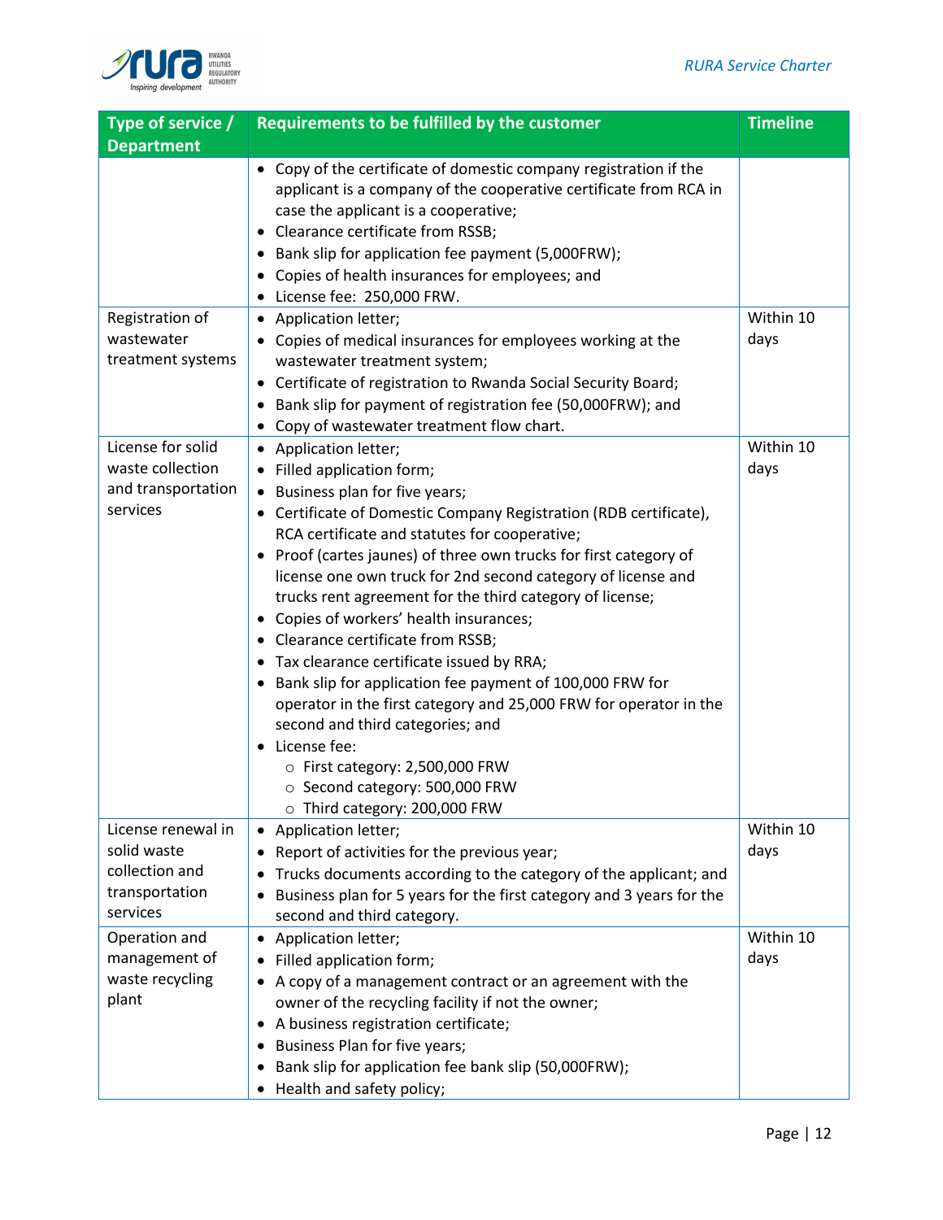| Type of service / Department | Requirements to be fulfilled by the customer | Timeline |
|---|---|---|
| | • Copy of the certificate of domestic company registration if the applicant is a company of the cooperative certificate from RCA in case the applicant is a cooperative;<br>• Clearance certificate from RSSB;<br>• Bank slip for application fee payment (5,000FRW);<br>• Copies of health insurances for employees; and<br>• License fee: 250,000 FRW. | |
| Registration of wastewater treatment systems | • Application letter;<br>• Copies of medical insurances for employees working at the wastewater treatment system;<br>• Certificate of registration to Rwanda Social Security Board;<br>• Bank slip for payment of registration fee (50,000FRW); and<br>• Copy of wastewater treatment flow chart. | Within 10 days |
| License for solid waste collection and transportation services | • Application letter;<br>• Filled application form;<br>• Business plan for five years;<br>• Certificate of Domestic Company Registration (RDB certificate), RCA certificate and statutes for cooperative;<br>• Proof (cartes jaunes) of three own trucks for first category of license one own truck for 2nd second category of license and trucks rent agreement for the third category of license;<br>• Copies of workers' health insurances;<br>• Clearance certificate from RSSB;<br>• Tax clearance certificate issued by RRA;<br>• Bank slip for application fee payment of 100,000 FRW for operator in the first category and 25,000 FRW for operator in the second and third categories; and<br>• License fee:<br>&nbsp;&nbsp;○ First category: 2,500,000 FRW<br>&nbsp;&nbsp;○ Second category: 500,000 FRW<br>&nbsp;&nbsp;○ Third category: 200,000 FRW | Within 10 days |
| License renewal in solid waste collection and transportation services | • Application letter;<br>• Report of activities for the previous year;<br>• Trucks documents according to the category of the applicant; and<br>• Business plan for 5 years for the first category and 3 years for the second and third category. | Within 10 days |
| Operation and management of waste recycling plant | • Application letter;<br>• Filled application form;<br>• A copy of a management contract or an agreement with the owner of the recycling facility if not the owner;<br>• A business registration certificate;<br>• Business Plan for five years;<br>• Bank slip for application fee bank slip (50,000FRW);<br>• Health and safety policy; | Within 10 days |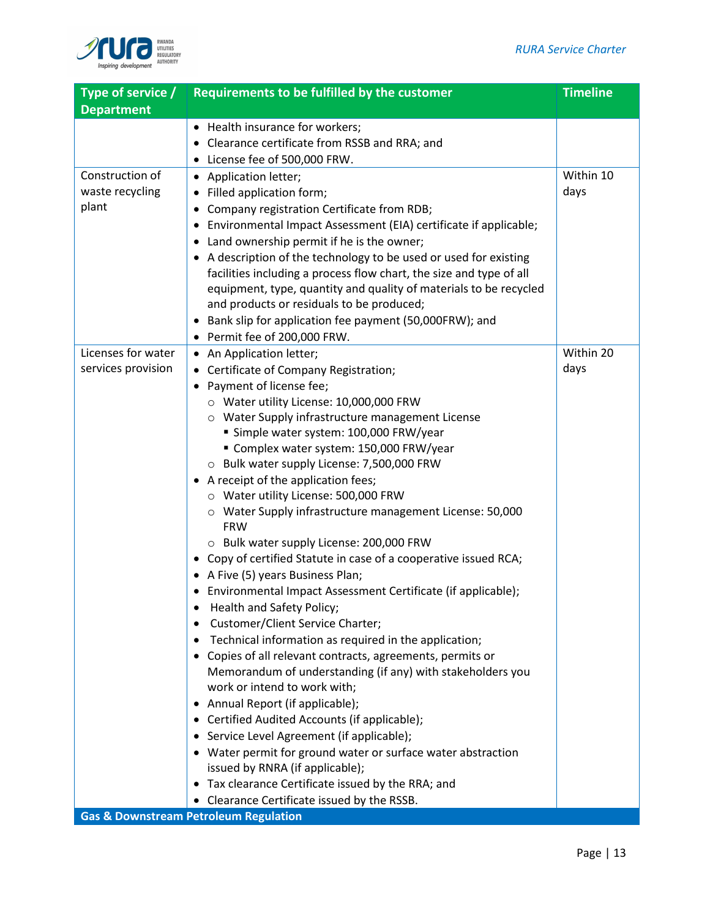| Type of service / Department | Requirements to be fulfilled by the customer | Timeline |
|---|---|---|
| | • Health insurance for workers;<br>• Clearance certificate from RSSB and RRA; and<br>• License fee of 500,000 FRW. | |
| Construction of waste recycling plant | • Application letter;<br>• Filled application form;<br>• Company registration Certificate from RDB;<br>• Environmental Impact Assessment (EIA) certificate if applicable;<br>• Land ownership permit if he is the owner;<br>• A description of the technology to be used or used for existing facilities including a process flow chart, the size and type of all equipment, type, quantity and quality of materials to be recycled and products or residuals to be produced;<br>• Bank slip for application fee payment (50,000FRW); and<br>• Permit fee of 200,000 FRW. | Within 10 days |
| Licenses for water services provision | • An Application letter;<br>• Certificate of Company Registration;<br>• Payment of license fee;<br>&nbsp;&nbsp;○ Water utility License: 10,000,000 FRW<br>&nbsp;&nbsp;○ Water Supply infrastructure management License<br>&nbsp;&nbsp;&nbsp;&nbsp;▪ Simple water system: 100,000 FRW/year<br>&nbsp;&nbsp;&nbsp;&nbsp;▪ Complex water system: 150,000 FRW/year<br>&nbsp;&nbsp;○ Bulk water supply License: 7,500,000 FRW<br>• A receipt of the application fees;<br>&nbsp;&nbsp;○ Water utility License: 500,000 FRW<br>&nbsp;&nbsp;○ Water Supply infrastructure management License: 50,000 FRW<br>&nbsp;&nbsp;○ Bulk water supply License: 200,000 FRW<br>• Copy of certified Statute in case of a cooperative issued RCA;<br>• A Five (5) years Business Plan;<br>• Environmental Impact Assessment Certificate (if applicable);<br>• Health and Safety Policy;<br>• Customer/Client Service Charter;<br>• Technical information as required in the application;<br>• Copies of all relevant contracts, agreements, permits or Memorandum of understanding (if any) with stakeholders you work or intend to work with;<br>• Annual Report (if applicable);<br>• Certified Audited Accounts (if applicable);<br>• Service Level Agreement (if applicable);<br>• Water permit for ground water or surface water abstraction issued by RNRA (if applicable);<br>• Tax clearance Certificate issued by the RRA; and<br>• Clearance Certificate issued by the RSSB. | Within 20 days |
| **Gas & Downstream Petroleum Regulation** | | |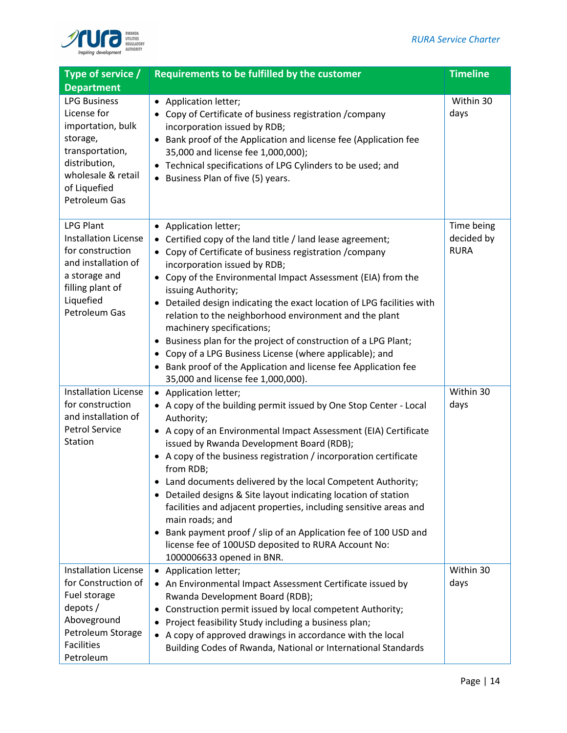| Type of service / Department | Requirements to be fulfilled by the customer | Timeline |
|---|---|---|
| LPG Business License for importation, bulk storage, transportation, distribution, wholesale & retail of Liquefied Petroleum Gas | • Application letter;<br>• Copy of Certificate of business registration /company incorporation issued by RDB;<br>• Bank proof of the Application and license fee (Application fee 35,000 and license fee 1,000,000);<br>• Technical specifications of LPG Cylinders to be used; and<br>• Business Plan of five (5) years. | Within 30 days |
| LPG Plant Installation License for construction and installation of a storage and filling plant of Liquefied Petroleum Gas | • Application letter;<br>• Certified copy of the land title / land lease agreement;<br>• Copy of Certificate of business registration /company incorporation issued by RDB;<br>• Copy of the Environmental Impact Assessment (EIA) from the issuing Authority;<br>• Detailed design indicating the exact location of LPG facilities with relation to the neighborhood environment and the plant machinery specifications;<br>• Business plan for the project of construction of a LPG Plant;<br>• Copy of a LPG Business License (where applicable); and<br>• Bank proof of the Application and license fee Application fee 35,000 and license fee 1,000,000). | Time being decided by RURA |
| Installation License for construction and installation of Petrol Service Station | • Application letter;<br>• A copy of the building permit issued by One Stop Center - Local Authority;<br>• A copy of an Environmental Impact Assessment (EIA) Certificate issued by Rwanda Development Board (RDB);<br>• A copy of the business registration / incorporation certificate from RDB;<br>• Land documents delivered by the local Competent Authority;<br>• Detailed designs & Site layout indicating location of station facilities and adjacent properties, including sensitive areas and main roads; and<br>• Bank payment proof / slip of an Application fee of 100 USD and license fee of 100USD deposited to RURA Account No: 1000006633 opened in BNR. | Within 30 days |
| Installation License for Construction of Fuel storage depots / Aboveground Petroleum Storage Facilities Petroleum | • Application letter;<br>• An Environmental Impact Assessment Certificate issued by Rwanda Development Board (RDB);<br>• Construction permit issued by local competent Authority;<br>• Project feasibility Study including a business plan;<br>• A copy of approved drawings in accordance with the local Building Codes of Rwanda, National or International Standards | Within 30 days |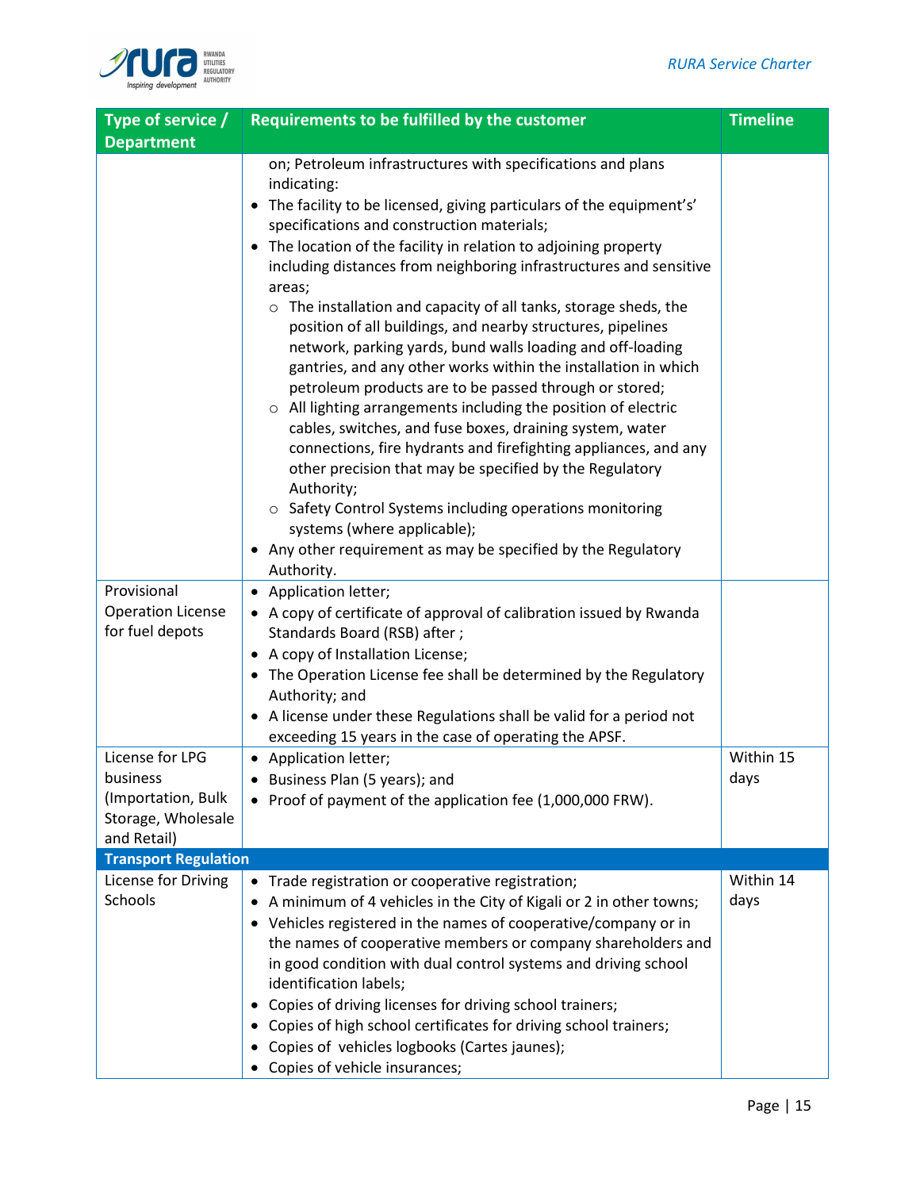| Type of service / Department | Requirements to be fulfilled by the customer | Timeline |
|---|---|---|
| | on; Petroleum infrastructures with specifications and plans indicating:<br>• The facility to be licensed, giving particulars of the equipment's' specifications and construction materials;<br>• The location of the facility in relation to adjoining property including distances from neighboring infrastructures and sensitive areas;<br>  ○ The installation and capacity of all tanks, storage sheds, the position of all buildings, and nearby structures, pipelines network, parking yards, bund walls loading and off-loading gantries, and any other works within the installation in which petroleum products are to be passed through or stored;<br>  ○ All lighting arrangements including the position of electric cables, switches, and fuse boxes, draining system, water connections, fire hydrants and firefighting appliances, and any other precision that may be specified by the Regulatory Authority;<br>  ○ Safety Control Systems including operations monitoring systems (where applicable);<br>• Any other requirement as may be specified by the Regulatory Authority. | |
| Provisional Operation License for fuel depots | • Application letter;<br>• A copy of certificate of approval of calibration issued by Rwanda Standards Board (RSB) after ;<br>• A copy of Installation License;<br>• The Operation License fee shall be determined by the Regulatory Authority; and<br>• A license under these Regulations shall be valid for a period not exceeding 15 years in the case of operating the APSF. | |
| License for LPG business (Importation, Bulk Storage, Wholesale and Retail) | • Application letter;<br>• Business Plan (5 years); and<br>• Proof of payment of the application fee (1,000,000 FRW). | Within 15 days |
| **Transport Regulation** | | |
| License for Driving Schools | • Trade registration or cooperative registration;<br>• A minimum of 4 vehicles in the City of Kigali or 2 in other towns;<br>• Vehicles registered in the names of cooperative/company or in the names of cooperative members or company shareholders and in good condition with dual control systems and driving school identification labels;<br>• Copies of driving licenses for driving school trainers;<br>• Copies of high school certificates for driving school trainers;<br>• Copies of vehicles logbooks (Cartes jaunes);<br>• Copies of vehicle insurances; | Within 14 days |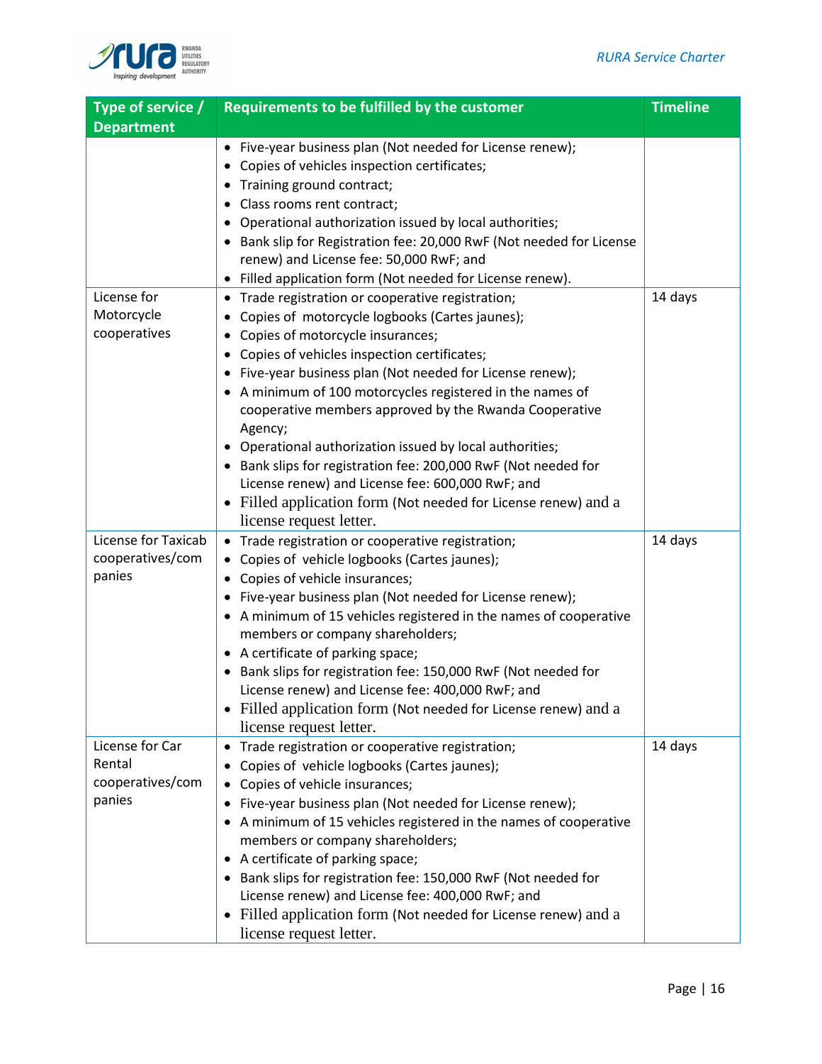| Type of service / Department | Requirements to be fulfilled by the customer | Timeline |
|---|---|---|
| | • Five-year business plan (Not needed for License renew);<br>• Copies of vehicles inspection certificates;<br>• Training ground contract;<br>• Class rooms rent contract;<br>• Operational authorization issued by local authorities;<br>• Bank slip for Registration fee: 20,000 RwF (Not needed for License renew) and License fee: 50,000 RwF; and<br>• Filled application form (Not needed for License renew). | |
| License for Motorcycle cooperatives | • Trade registration or cooperative registration;<br>• Copies of motorcycle logbooks (Cartes jaunes);<br>• Copies of motorcycle insurances;<br>• Copies of vehicles inspection certificates;<br>• Five-year business plan (Not needed for License renew);<br>• A minimum of 100 motorcycles registered in the names of cooperative members approved by the Rwanda Cooperative Agency;<br>• Operational authorization issued by local authorities;<br>• Bank slips for registration fee: 200,000 RwF (Not needed for License renew) and License fee: 600,000 RwF; and<br>• Filled application form (Not needed for License renew) and a license request letter. | 14 days |
| License for Taxicab cooperatives/companies | • Trade registration or cooperative registration;<br>• Copies of vehicle logbooks (Cartes jaunes);<br>• Copies of vehicle insurances;<br>• Five-year business plan (Not needed for License renew);<br>• A minimum of 15 vehicles registered in the names of cooperative members or company shareholders;<br>• A certificate of parking space;<br>• Bank slips for registration fee: 150,000 RwF (Not needed for License renew) and License fee: 400,000 RwF; and<br>• Filled application form (Not needed for License renew) and a license request letter. | 14 days |
| License for Car Rental cooperatives/companies | • Trade registration or cooperative registration;<br>• Copies of vehicle logbooks (Cartes jaunes);<br>• Copies of vehicle insurances;<br>• Five-year business plan (Not needed for License renew);<br>• A minimum of 15 vehicles registered in the names of cooperative members or company shareholders;<br>• A certificate of parking space;<br>• Bank slips for registration fee: 150,000 RwF (Not needed for License renew) and License fee: 400,000 RwF; and<br>• Filled application form (Not needed for License renew) and a license request letter. | 14 days |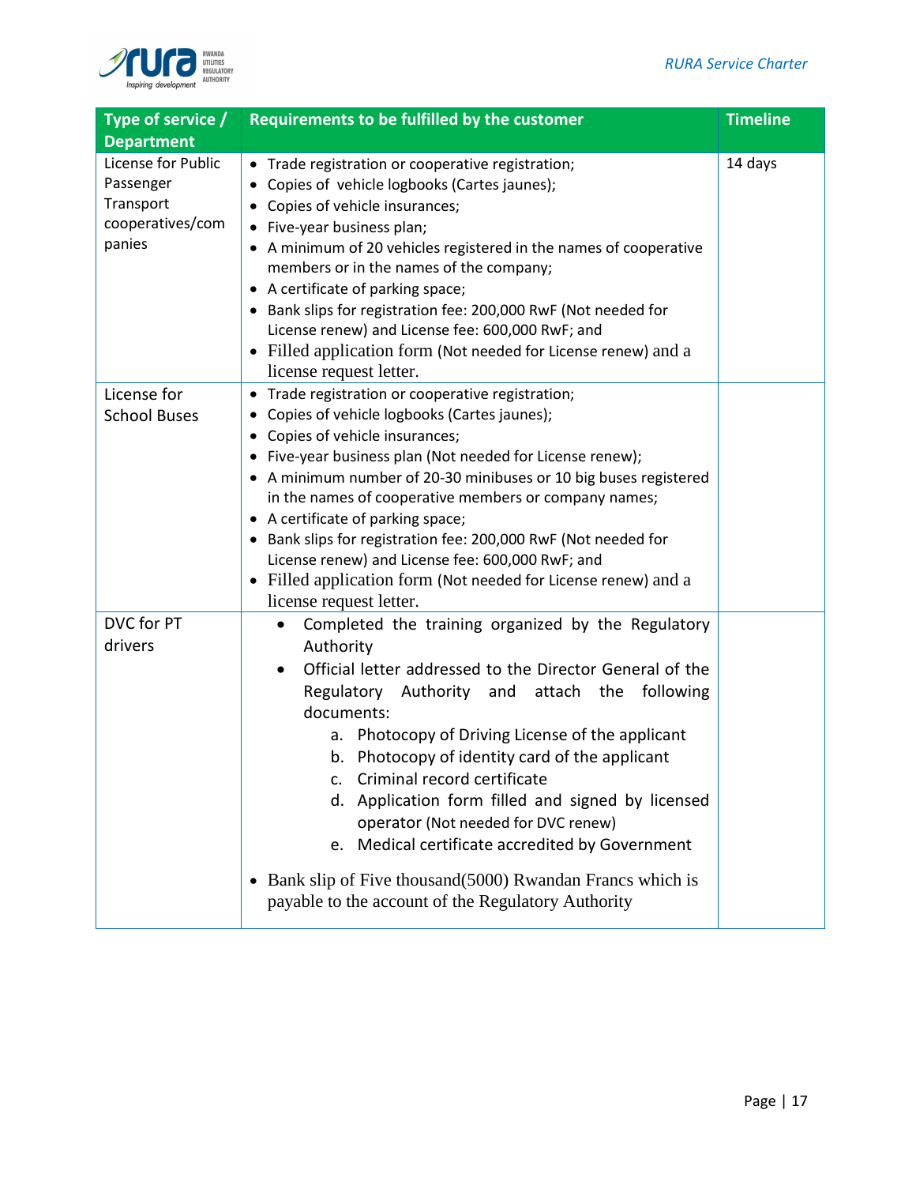| Type of service / Department | Requirements to be fulfilled by the customer | Timeline |
|---|---|---|
| License for Public Passenger Transport cooperatives/companies | • Trade registration or cooperative registration;<br>• Copies of vehicle logbooks (Cartes jaunes);<br>• Copies of vehicle insurances;<br>• Five-year business plan;<br>• A minimum of 20 vehicles registered in the names of cooperative members or in the names of the company;<br>• A certificate of parking space;<br>• Bank slips for registration fee: 200,000 RwF (Not needed for License renew) and License fee: 600,000 RwF; and<br>• Filled application form (Not needed for License renew) and a license request letter. | 14 days |
| License for School Buses | • Trade registration or cooperative registration;<br>• Copies of vehicle logbooks (Cartes jaunes);<br>• Copies of vehicle insurances;<br>• Five-year business plan (Not needed for License renew);<br>• A minimum number of 20-30 minibuses or 10 big buses registered in the names of cooperative members or company names;<br>• A certificate of parking space;<br>• Bank slips for registration fee: 200,000 RwF (Not needed for License renew) and License fee: 600,000 RwF; and<br>• Filled application form (Not needed for License renew) and a license request letter. | |
| DVC for PT drivers | • Completed the training organized by the Regulatory Authority<br>• Official letter addressed to the Director General of the Regulatory Authority and attach the following documents:<br>a. Photocopy of Driving License of the applicant<br>b. Photocopy of identity card of the applicant<br>c. Criminal record certificate<br>d. Application form filled and signed by licensed operator (Not needed for DVC renew)<br>e. Medical certificate accredited by Government<br>• Bank slip of Five thousand(5000) Rwandan Francs which is payable to the account of the Regulatory Authority | |